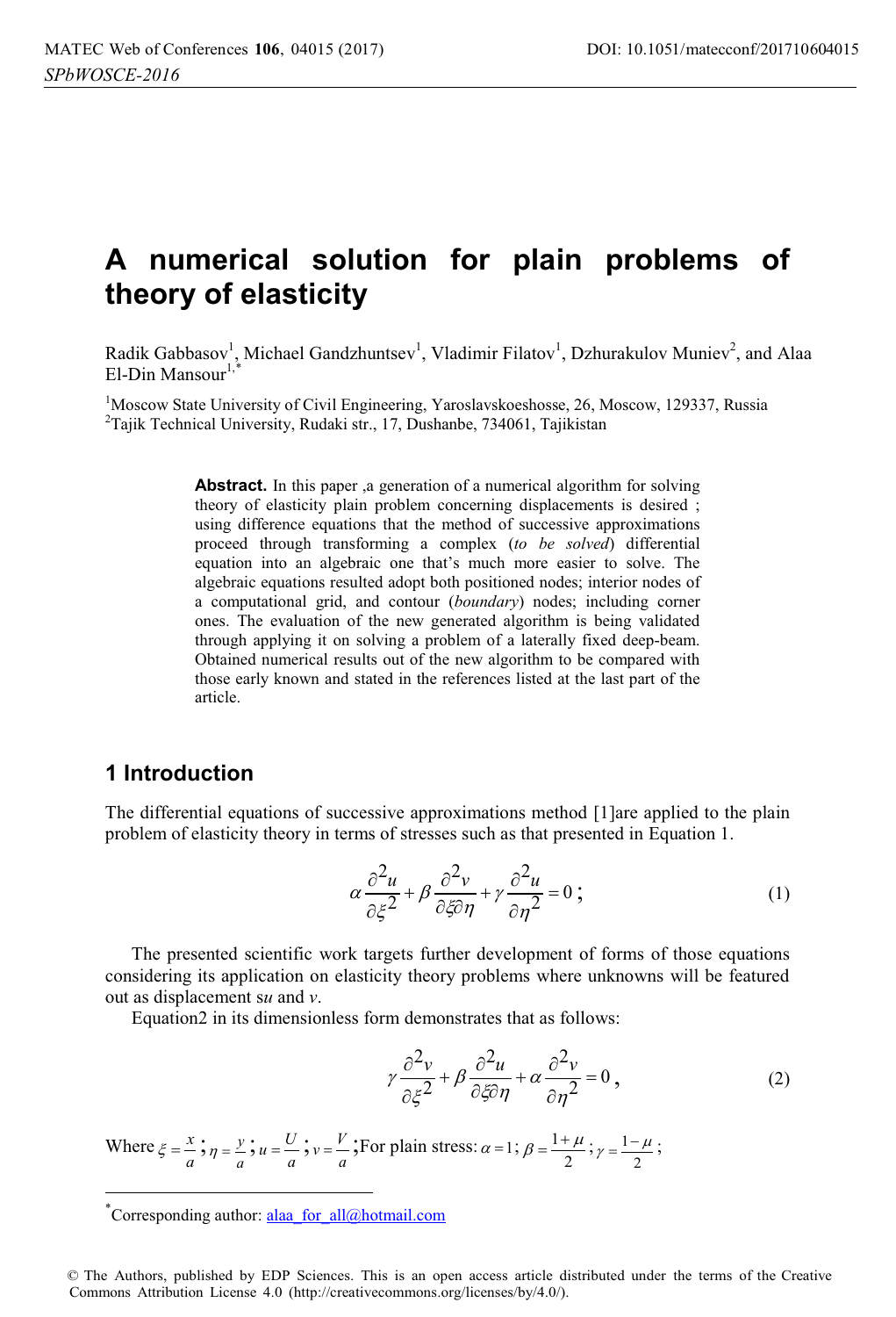# A numerical solution for plain problems of theory of elasticity

Radik Gabbasov[1], Michael Gandzhuntsev[1], Vladimir Filatov[1], Dzhurakulov Muniev[2], and Alaa El-Din Mansour[1,*]

[1]Moscow State University of Civil Engineering, Yaroslavskoeshosse, 26, Moscow, 129337, Russia
[2]Tajik Technical University, Rudaki str., 17, Dushanbe, 734061, Tajikistan

**Abstract.** In this paper ,a generation of a numerical algorithm for solving theory of elasticity plain problem concerning displacements is desired ; using difference equations that the method of successive approximations proceed through transforming a complex (*to be solved*) differential equation into an algebraic one that's much more easier to solve. The algebraic equations resulted adopt both positioned nodes; interior nodes of a computational grid, and contour (*boundary*) nodes; including corner ones. The evaluation of the new generated algorithm is being validated through applying it on solving a problem of a laterally fixed deep-beam. Obtained numerical results out of the new algorithm to be compared with those early known and stated in the references listed at the last part of the article.

## 1 Introduction

The differential equations of successive approximations method [1]are applied to the plain problem of elasticity theory in terms of stresses such as that presented in Equation 1.

$$\alpha \frac{\partial^2 u}{\partial \xi^2} + \beta \frac{\partial^2 v}{\partial \xi \partial \eta} + \gamma \frac{\partial^2 u}{\partial \eta^2} = 0 \,; \tag{1}$$

The presented scientific work targets further development of forms of those equations considering its application on elasticity theory problems where unknowns will be featured out as displacement s$u$ and $v$.

Equation2 in its dimensionless form demonstrates that as follows:

$$\gamma \frac{\partial^2 v}{\partial \xi^2} + \beta \frac{\partial^2 u}{\partial \xi \partial \eta} + \alpha \frac{\partial^2 v}{\partial \eta^2} = 0 \,, \tag{2}$$

Where $\xi = \frac{x}{a}$; $\eta = \frac{y}{a}$; $u = \frac{U}{a}$; $v = \frac{V}{a}$;For plain stress: $\alpha = 1$; $\beta = \frac{1+\mu}{2}$; $\gamma = \frac{1-\mu}{2}$;

*Corresponding author: alaa_for_all@hotmail.com

© The Authors, published by EDP Sciences. This is an open access article distributed under the terms of the Creative Commons Attribution License 4.0 (http://creativecommons.org/licenses/by/4.0/).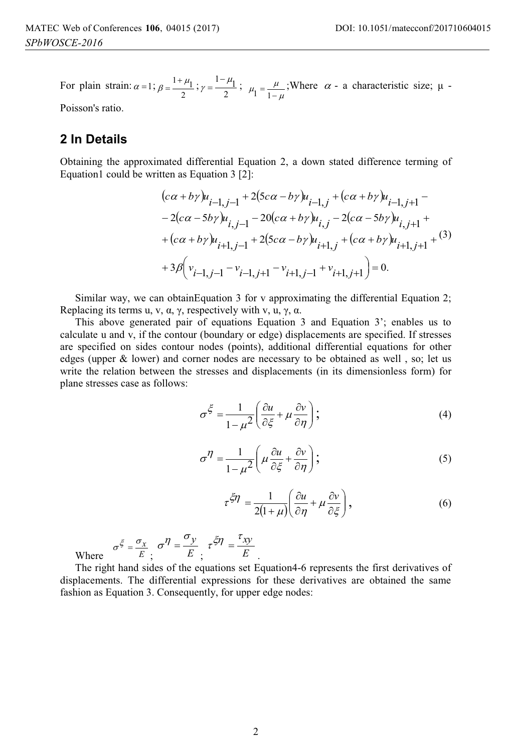For plain strain: $\alpha = 1$; $\beta = \frac{1+\mu_1}{2}$; $\gamma = \frac{1-\mu_1}{2}$; $\mu_1 = \frac{\mu}{1-\mu}$; Where $\alpha$ - a characteristic size; μ - Poisson's ratio.

## 2 In Details

Obtaining the approximated differential Equation 2, a down stated difference terming of Equation1 could be written as Equation 3 [2]:

$$
\begin{aligned}
&(c\alpha + b\gamma)u_{i-1,j-1} + 2(5c\alpha - b\gamma)u_{i-1,j} + (c\alpha + b\gamma)u_{i-1,j+1} - \\
&- 2(c\alpha - 5b\gamma)u_{i,j-1} - 20(c\alpha + b\gamma)u_{i,j} - 2(c\alpha - 5b\gamma)u_{i,j+1} + \\
&+ (c\alpha + b\gamma)u_{i+1,j-1} + 2(5c\alpha - b\gamma)u_{i+1,j} + (c\alpha + b\gamma)u_{i+1,j+1} + \\
&+ 3\beta\left(v_{i-1,j-1} - v_{i-1,j+1} - v_{i+1,j-1} + v_{i+1,j+1}\right) = 0.
\end{aligned}
\tag{3}
$$

Similar way, we can obtainEquation 3 for v approximating the differential Equation 2; Replacing its terms u, v, α, γ, respectively with v, u, γ, α.

This above generated pair of equations Equation 3 and Equation 3'; enables us to calculate u and v, if the contour (boundary or edge) displacements are specified. If stresses are specified on sides contour nodes (points), additional differential equations for other edges (upper & lower) and corner nodes are necessary to be obtained as well , so; let us write the relation between the stresses and displacements (in its dimensionless form) for plane stresses case as follows:

$$
\sigma^{\xi} = \frac{1}{1-\mu^2}\left(\frac{\partial u}{\partial \xi} + \mu \frac{\partial v}{\partial \eta}\right); \tag{4}
$$

$$
\sigma^{\eta} = \frac{1}{1-\mu^2}\left(\mu \frac{\partial u}{\partial \xi} + \frac{\partial v}{\partial \eta}\right); \tag{5}
$$

$$
\tau^{\xi\eta} = \frac{1}{2(1+\mu)}\left(\frac{\partial u}{\partial \eta} + \mu \frac{\partial v}{\partial \xi}\right), \tag{6}
$$

Where $\sigma^{\xi} = \frac{\sigma_x}{E}$; $\sigma^{\eta} = \frac{\sigma_y}{E}$; $\tau^{\xi\eta} = \frac{\tau_{xy}}{E}$.

The right hand sides of the equations set Equation4-6 represents the first derivatives of displacements. The differential expressions for these derivatives are obtained the same fashion as Equation 3. Consequently, for upper edge nodes: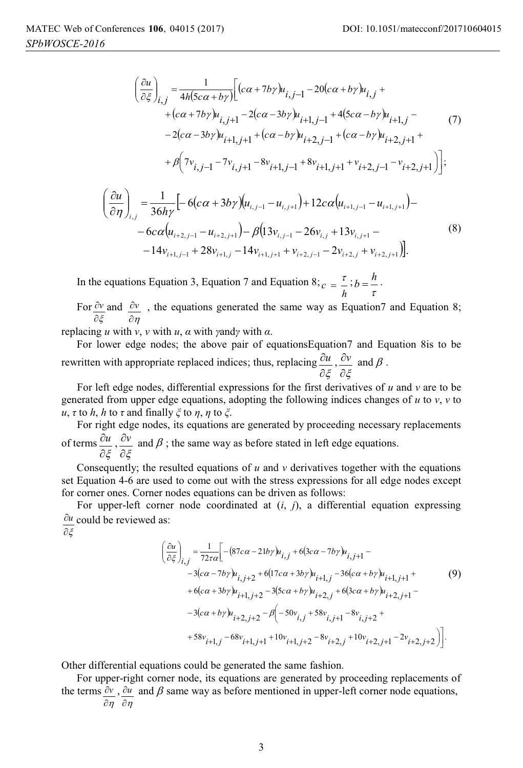$$
\begin{aligned}
\left(\frac{\partial u}{\partial \xi}\right)_{i,j} = \frac{1}{4h(5c\alpha + b\gamma)}\Big[&(c\alpha + 7b\gamma)u_{i,j-1} - 20(c\alpha + b\gamma)u_{i,j} + \\
&+(c\alpha + 7b\gamma)u_{i,j+1} - 2(c\alpha - 3b\gamma)u_{i+1,j-1} + 4(5c\alpha - b\gamma)u_{i+1,j} - \\
&-2(c\alpha - 3b\gamma)u_{i+1,j+1} + (c\alpha - b\gamma)u_{i+2,j-1} + (c\alpha - b\gamma)u_{i+2,j+1} + \\
&+\beta\Big(7v_{i,j-1} - 7v_{i,j+1} - 8v_{i+1,j-1} + 8v_{i+1,j+1} + v_{i+2,j-1} - v_{i+2,j+1}\Big)\Big];
\end{aligned} \tag{7}
$$

$$
\begin{aligned}
\left(\frac{\partial u}{\partial \eta}\right)_{i,j} = \frac{1}{36h\gamma}\Big[&-6(c\alpha + 3b\gamma)(u_{i,j-1} - u_{i,j+1}) + 12c\alpha(u_{i+1,j-1} - u_{i+1,j+1}) - \\
&-6c\alpha(u_{i+2,j-1} - u_{i+2,j+1}) - \beta(13v_{i,j-1} - 26v_{i,j} + 13v_{i,j+1} - \\
&-14v_{i+1,j-1} + 28v_{i+1,j} - 14v_{i+1,j+1} + v_{i+2,j-1} - 2v_{i+2,j} + v_{i+2,j+1})\Big].
\end{aligned} \tag{8}
$$

In the equations Equation 3, Equation 7 and Equation 8; $c = \dfrac{\tau}{h}; b = \dfrac{h}{\tau}$.

For $\dfrac{\partial v}{\partial \xi}$ and $\dfrac{\partial v}{\partial \eta}$, the equations generated the same way as Equation7 and Equation 8; replacing $u$ with $v$, $v$ with $u$, $\alpha$ with $\gamma$ and $\gamma$ with $\alpha$.

For lower edge nodes; the above pair of equationsEquation7 and Equation 8is to be rewritten with appropriate replaced indices; thus, replacing $\dfrac{\partial u}{\partial \xi}, \dfrac{\partial v}{\partial \xi}$ and $\beta$.

For left edge nodes, differential expressions for the first derivatives of $u$ and $v$ are to be generated from upper edge equations, adopting the following indices changes of $u$ to $v$, $v$ to $u$, $\tau$ to $h$, $h$ to $\tau$ and finally $\xi$ to $\eta$, $\eta$ to $\xi$.

For right edge nodes, its equations are generated by proceeding necessary replacements of terms $\dfrac{\partial u}{\partial \xi}, \dfrac{\partial v}{\partial \xi}$ and $\beta$; the same way as before stated in left edge equations.

Consequently; the resulted equations of $u$ and $v$ derivatives together with the equations set Equation 4-6 are used to come out with the stress expressions for all edge nodes except for corner ones. Corner nodes equations can be driven as follows:

For upper-left corner node coordinated at $(i, j)$, a differential equation expressing $\dfrac{\partial u}{\partial \xi}$ could be reviewed as:

$$
\begin{aligned}
\left(\frac{\partial u}{\partial \xi}\right)_{i,j} = \frac{1}{72\tau\alpha}\Big[&-(87c\alpha - 21b\gamma)u_{i,j} + 6(3c\alpha - 7b\gamma)u_{i,j+1} - \\
&-3(c\alpha - 7b\gamma)u_{i,j+2} + 6(17c\alpha + 3b\gamma)u_{i+1,j} - 36(c\alpha + b\gamma)u_{i+1,j+1} + \\
&+6(c\alpha + 3b\gamma)u_{i+1,j+2} - 3(5c\alpha + b\gamma)u_{i+2,j} + 6(3c\alpha + b\gamma)u_{i+2,j+1} - \\
&-3(c\alpha + b\gamma)u_{i+2,j+2} - \beta\Big(-50v_{i,j} + 58v_{i,j+1} - 8v_{i,j+2} + \\
&+58v_{i+1,j} - 68v_{i+1,j+1} + 10v_{i+1,j+2} - 8v_{i+2,j} + 10v_{i+2,j+1} - 2v_{i+2,j+2}\Big)\Big].
\end{aligned} \tag{9}
$$

Other differential equations could be generated the same fashion.

For upper-right corner node, its equations are generated by proceeding replacements of the terms $\dfrac{\partial v}{\partial \eta}, \dfrac{\partial u}{\partial \eta}$ and $\beta$ same way as before mentioned in upper-left corner node equations,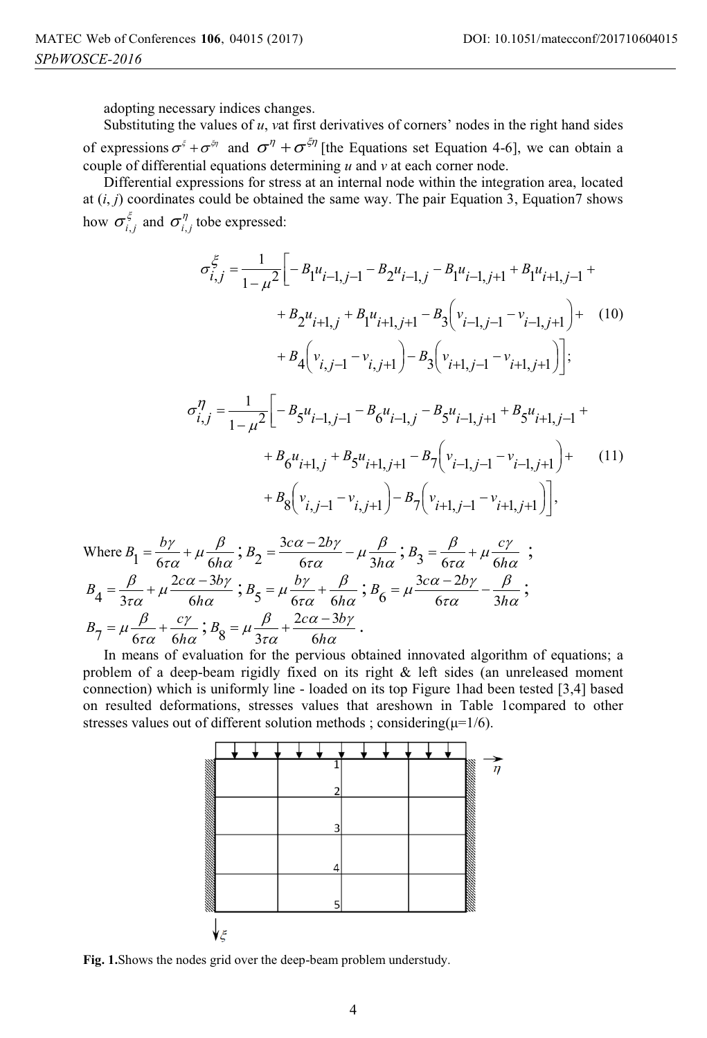adopting necessary indices changes.

Substituting the values of $u$, $v$at first derivatives of corners' nodes in the right hand sides of expressions $\sigma^{\xi} + \sigma^{\xi\eta}$ and $\sigma^{\eta} + \sigma^{\xi\eta}$ [the Equations set Equation 4-6], we can obtain a couple of differential equations determining $u$ and $v$ at each corner node.

Differential expressions for stress at an internal node within the integration area, located at ($i$, $j$) coordinates could be obtained the same way. The pair Equation 3, Equation7 shows how $\sigma^{\xi}_{i,j}$ and $\sigma^{\eta}_{i,j}$ tobe expressed:

$$
\begin{aligned}
\sigma^{\xi}_{i,j} = \frac{1}{1-\mu^2}\Big[ & -B_1 u_{i-1,j-1} - B_2 u_{i-1,j} - B_1 u_{i-1,j+1} + B_1 u_{i+1,j-1} + \\
& + B_2 u_{i+1,j} + B_1 u_{i+1,j+1} - B_3\left(v_{i-1,j-1} - v_{i-1,j+1}\right) + \\
& + B_4\left(v_{i,j-1} - v_{i,j+1}\right) - B_3\left(v_{i+1,j-1} - v_{i+1,j+1}\right)\Big];
\end{aligned} \tag{10}
$$

$$
\begin{aligned}
\sigma^{\eta}_{i,j} = \frac{1}{1-\mu^2}\Big[ & -B_5 u_{i-1,j-1} - B_6 u_{i-1,j} - B_5 u_{i-1,j+1} + B_5 u_{i+1,j-1} + \\
& + B_6 u_{i+1,j} + B_5 u_{i+1,j+1} - B_7\left(v_{i-1,j-1} - v_{i-1,j+1}\right) + \\
& + B_8\left(v_{i,j-1} - v_{i,j+1}\right) - B_7\left(v_{i+1,j-1} - v_{i+1,j+1}\right)\Big],
\end{aligned} \tag{11}
$$

Where $B_1 = \frac{b\gamma}{6\tau\alpha} + \mu\frac{\beta}{6h\alpha}$; $B_2 = \frac{3c\alpha - 2b\gamma}{6\tau\alpha} - \mu\frac{\beta}{3h\alpha}$; $B_3 = \frac{\beta}{6\tau\alpha} + \mu\frac{c\gamma}{6h\alpha}$ ;
$B_4 = \frac{\beta}{3\tau\alpha} + \mu\frac{2c\alpha - 3b\gamma}{6h\alpha}$; $B_5 = \mu\frac{b\gamma}{6\tau\alpha} + \frac{\beta}{6h\alpha}$; $B_6 = \mu\frac{3c\alpha - 2b\gamma}{6\tau\alpha} - \frac{\beta}{3h\alpha}$;
$B_7 = \mu\frac{\beta}{6\tau\alpha} + \frac{c\gamma}{6h\alpha}$; $B_8 = \mu\frac{\beta}{3\tau\alpha} + \frac{2c\alpha - 3b\gamma}{6h\alpha}$.

In means of evaluation for the pervious obtained innovated algorithm of equations; a problem of a deep-beam rigidly fixed on its right & left sides (an unreleased moment connection) which is uniformly line - loaded on its top Figure 1had been tested [3,4] based on resulted deformations, stresses values that areshown in Table 1compared to other stresses values out of different solution methods ; considering($\mu$=1/6).

**Fig. 1.**Shows the nodes grid over the deep-beam problem understudy.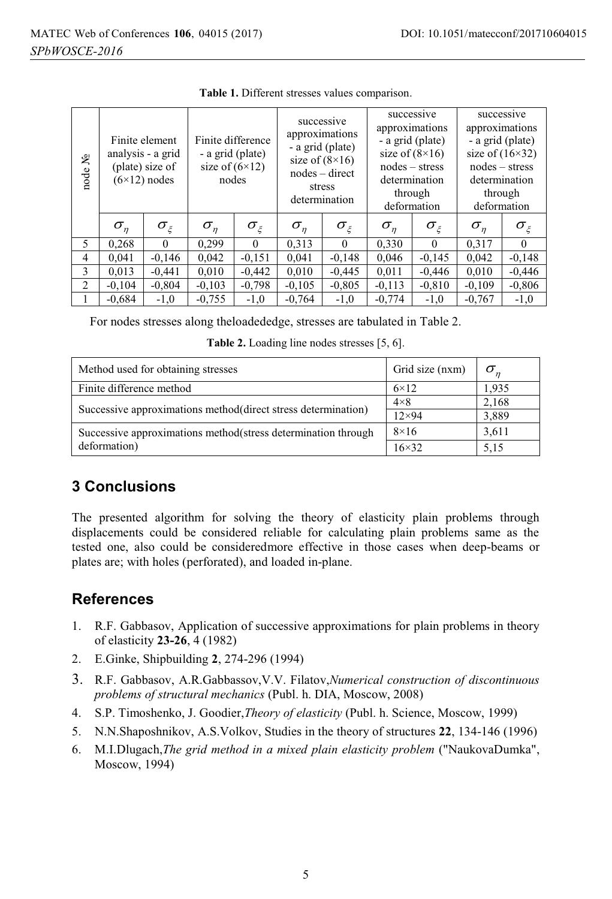**Table 1.** Different stresses values comparison.

| node № | Finite element analysis - a grid (plate) size of (6×12) nodes | | Finite difference - a grid (plate) size of (6×12) nodes | | successive approximations - a grid (plate) size of (8×16) nodes – direct stress determination | | successive approximations - a grid (plate) size of (8×16) nodes – stress determination through deformation | | successive approximations - a grid (plate) size of (16×32) nodes – stress determination through deformation | |
|---|---|---|---|---|---|---|---|---|---|---|
| | $\sigma_\eta$ | $\sigma_\xi$ | $\sigma_\eta$ | $\sigma_\xi$ | $\sigma_\eta$ | $\sigma_\xi$ | $\sigma_\eta$ | $\sigma_\xi$ | $\sigma_\eta$ | $\sigma_\xi$ |
| 5 | 0,268 | 0 | 0,299 | 0 | 0,313 | 0 | 0,330 | 0 | 0,317 | 0 |
| 4 | 0,041 | -0,146 | 0,042 | -0,151 | 0,041 | -0,148 | 0,046 | -0,145 | 0,042 | -0,148 |
| 3 | 0,013 | -0,441 | 0,010 | -0,442 | 0,010 | -0,445 | 0,011 | -0,446 | 0,010 | -0,446 |
| 2 | -0,104 | -0,804 | -0,103 | -0,798 | -0,105 | -0,805 | -0,113 | -0,810 | -0,109 | -0,806 |
| 1 | -0,684 | -1,0 | -0,755 | -1,0 | -0,764 | -1,0 | -0,774 | -1,0 | -0,767 | -1,0 |

For nodes stresses along theloadededge, stresses are tabulated in Table 2.

**Table 2.** Loading line nodes stresses [5, 6].

| Method used for obtaining stresses | Grid size (nxm) | $\sigma_\eta$ |
|---|---|---|
| Finite difference method | 6×12 | 1,935 |
| Successive approximations method(direct stress determination) | 4×8 | 2,168 |
| | 12×94 | 3,889 |
| Successive approximations method(stress determination through deformation) | 8×16 | 3,611 |
| | 16×32 | 5,15 |

## 3 Conclusions

The presented algorithm for solving the theory of elasticity plain problems through displacements could be considered reliable for calculating plain problems same as the tested one, also could be consideredmore effective in those cases when deep-beams or plates are; with holes (perforated), and loaded in-plane.

## References

1. R.F. Gabbasov, Application of successive approximations for plain problems in theory of elasticity **23-26**, 4 (1982)
2. E.Ginke, Shipbuilding **2**, 274-296 (1994)
3. R.F. Gabbasov, A.R.Gabbassov,V.V. Filatov,*Numerical construction of discontinuous problems of structural mechanics* (Publ. h. DIA, Moscow, 2008)
4. S.P. Timoshenko, J. Goodier,*Theory of elasticity* (Publ. h. Science, Moscow, 1999)
5. N.N.Shaposhnikov, A.S.Volkov, Studies in the theory of structures **22**, 134-146 (1996)
6. M.I.Dlugach,*The grid method in a mixed plain elasticity problem* ("NaukovaDumka", Moscow, 1994)